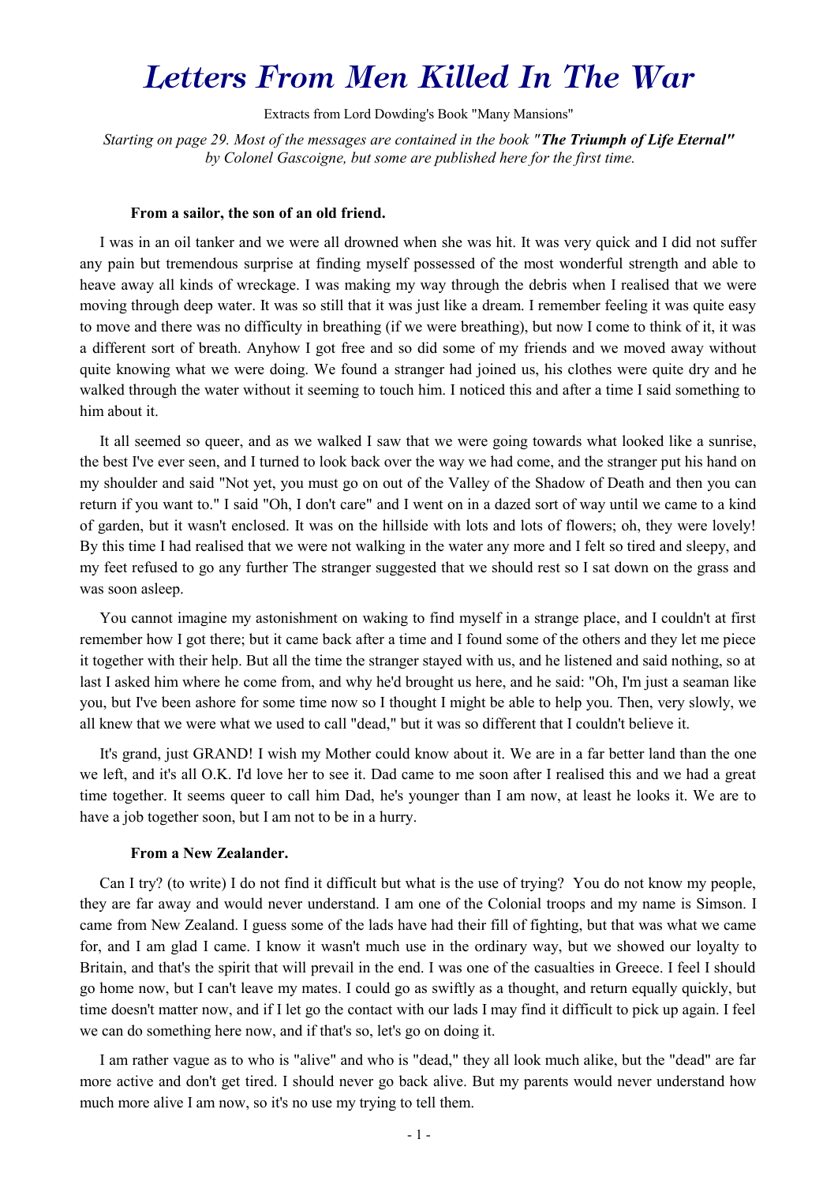# *Letters From Men Killed In The War*

Extracts from Lord Dowding's Book "Many Mansions"

*Starting on page 29. Most of the messages are contained in the book "**The Triumph of Life Eternal**" by Colonel Gascoigne, but some are published here for the first time.*

**From a sailor, the son of an old friend.**

I was in an oil tanker and we were all drowned when she was hit. It was very quick and I did not suffer any pain but tremendous surprise at finding myself possessed of the most wonderful strength and able to heave away all kinds of wreckage. I was making my way through the debris when I realised that we were moving through deep water. It was so still that it was just like a dream. I remember feeling it was quite easy to move and there was no difficulty in breathing (if we were breathing), but now I come to think of it, it was a different sort of breath. Anyhow I got free and so did some of my friends and we moved away without quite knowing what we were doing. We found a stranger had joined us, his clothes were quite dry and he walked through the water without it seeming to touch him. I noticed this and after a time I said something to him about it.

It all seemed so queer, and as we walked I saw that we were going towards what looked like a sunrise, the best I've ever seen, and I turned to look back over the way we had come, and the stranger put his hand on my shoulder and said "Not yet, you must go on out of the Valley of the Shadow of Death and then you can return if you want to." I said "Oh, I don't care" and I went on in a dazed sort of way until we came to a kind of garden, but it wasn't enclosed. It was on the hillside with lots and lots of flowers; oh, they were lovely! By this time I had realised that we were not walking in the water any more and I felt so tired and sleepy, and my feet refused to go any further The stranger suggested that we should rest so I sat down on the grass and was soon asleep.

You cannot imagine my astonishment on waking to find myself in a strange place, and I couldn't at first remember how I got there; but it came back after a time and I found some of the others and they let me piece it together with their help. But all the time the stranger stayed with us, and he listened and said nothing, so at last I asked him where he come from, and why he'd brought us here, and he said: "Oh, I'm just a seaman like you, but I've been ashore for some time now so I thought I might be able to help you. Then, very slowly, we all knew that we were what we used to call "dead," but it was so different that I couldn't believe it.

It's grand, just GRAND! I wish my Mother could know about it. We are in a far better land than the one we left, and it's all O.K. I'd love her to see it. Dad came to me soon after I realised this and we had a great time together. It seems queer to call him Dad, he's younger than I am now, at least he looks it. We are to have a job together soon, but I am not to be in a hurry.

**From a New Zealander.**

Can I try? (to write) I do not find it difficult but what is the use of trying? You do not know my people, they are far away and would never understand. I am one of the Colonial troops and my name is Simson. I came from New Zealand. I guess some of the lads have had their fill of fighting, but that was what we came for, and I am glad I came. I know it wasn't much use in the ordinary way, but we showed our loyalty to Britain, and that's the spirit that will prevail in the end. I was one of the casualties in Greece. I feel I should go home now, but I can't leave my mates. I could go as swiftly as a thought, and return equally quickly, but time doesn't matter now, and if I let go the contact with our lads I may find it difficult to pick up again. I feel we can do something here now, and if that's so, let's go on doing it.

I am rather vague as to who is "alive" and who is "dead," they all look much alike, but the "dead" are far more active and don't get tired. I should never go back alive. But my parents would never understand how much more alive I am now, so it's no use my trying to tell them.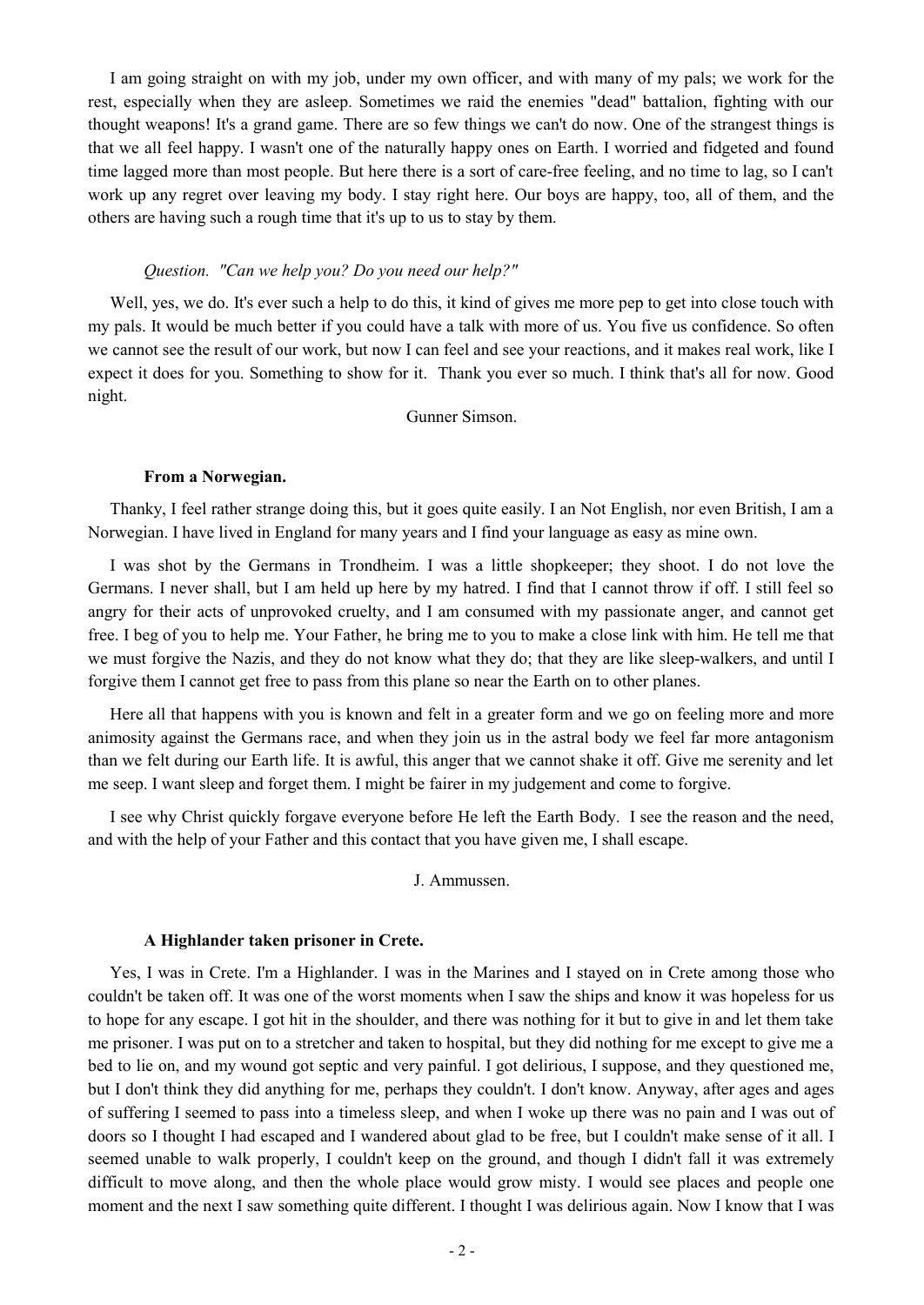I am going straight on with my job, under my own officer, and with many of my pals; we work for the rest, especially when they are asleep. Sometimes we raid the enemies "dead" battalion, fighting with our thought weapons! It's a grand game. There are so few things we can't do now. One of the strangest things is that we all feel happy. I wasn't one of the naturally happy ones on Earth. I worried and fidgeted and found time lagged more than most people. But here there is a sort of care-free feeling, and no time to lag, so I can't work up any regret over leaving my body. I stay right here. Our boys are happy, too, all of them, and the others are having such a rough time that it's up to us to stay by them.

*Question. "Can we help you? Do you need our help?"*

Well, yes, we do. It's ever such a help to do this, it kind of gives me more pep to get into close touch with my pals. It would be much better if you could have a talk with more of us. You five us confidence. So often we cannot see the result of our work, but now I can feel and see your reactions, and it makes real work, like I expect it does for you. Something to show for it. Thank you ever so much. I think that's all for now. Good night.

Gunner Simson.

**From a Norwegian.**

Thanky, I feel rather strange doing this, but it goes quite easily. I an Not English, nor even British, I am a Norwegian. I have lived in England for many years and I find your language as easy as mine own.

I was shot by the Germans in Trondheim. I was a little shopkeeper; they shoot. I do not love the Germans. I never shall, but I am held up here by my hatred. I find that I cannot throw if off. I still feel so angry for their acts of unprovoked cruelty, and I am consumed with my passionate anger, and cannot get free. I beg of you to help me. Your Father, he bring me to you to make a close link with him. He tell me that we must forgive the Nazis, and they do not know what they do; that they are like sleep-walkers, and until I forgive them I cannot get free to pass from this plane so near the Earth on to other planes.

Here all that happens with you is known and felt in a greater form and we go on feeling more and more animosity against the Germans race, and when they join us in the astral body we feel far more antagonism than we felt during our Earth life. It is awful, this anger that we cannot shake it off. Give me serenity and let me seep. I want sleep and forget them. I might be fairer in my judgement and come to forgive.

I see why Christ quickly forgave everyone before He left the Earth Body. I see the reason and the need, and with the help of your Father and this contact that you have given me, I shall escape.

J. Ammussen.

**A Highlander taken prisoner in Crete.**

Yes, I was in Crete. I'm a Highlander. I was in the Marines and I stayed on in Crete among those who couldn't be taken off. It was one of the worst moments when I saw the ships and know it was hopeless for us to hope for any escape. I got hit in the shoulder, and there was nothing for it but to give in and let them take me prisoner. I was put on to a stretcher and taken to hospital, but they did nothing for me except to give me a bed to lie on, and my wound got septic and very painful. I got delirious, I suppose, and they questioned me, but I don't think they did anything for me, perhaps they couldn't. I don't know. Anyway, after ages and ages of suffering I seemed to pass into a timeless sleep, and when I woke up there was no pain and I was out of doors so I thought I had escaped and I wandered about glad to be free, but I couldn't make sense of it all. I seemed unable to walk properly, I couldn't keep on the ground, and though I didn't fall it was extremely difficult to move along, and then the whole place would grow misty. I would see places and people one moment and the next I saw something quite different. I thought I was delirious again. Now I know that I was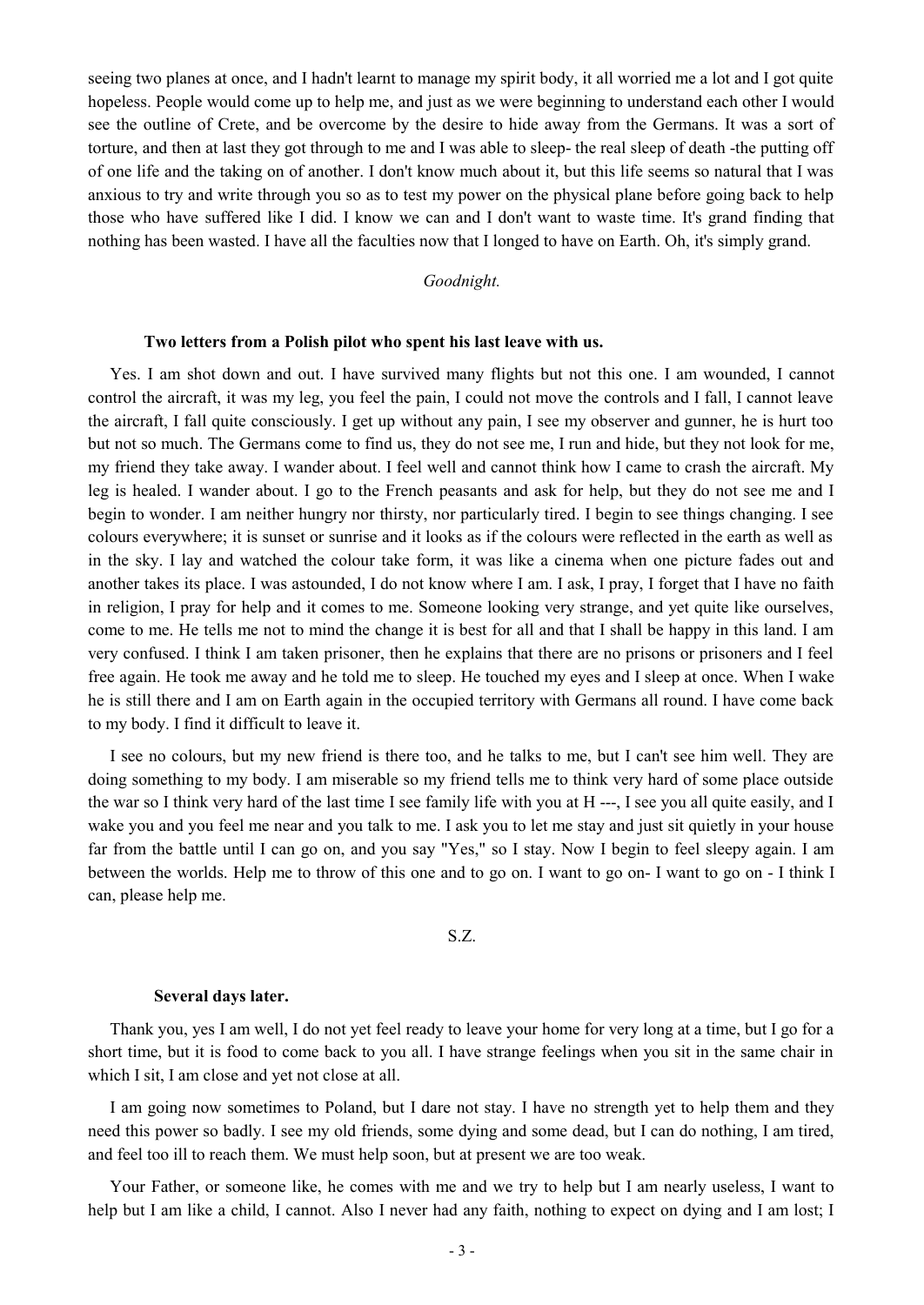seeing two planes at once, and I hadn't learnt to manage my spirit body, it all worried me a lot and I got quite hopeless. People would come up to help me, and just as we were beginning to understand each other I would see the outline of Crete, and be overcome by the desire to hide away from the Germans. It was a sort of torture, and then at last they got through to me and I was able to sleep- the real sleep of death -the putting off of one life and the taking on of another. I don't know much about it, but this life seems so natural that I was anxious to try and write through you so as to test my power on the physical plane before going back to help those who have suffered like I did. I know we can and I don't want to waste time. It's grand finding that nothing has been wasted. I have all the faculties now that I longed to have on Earth. Oh, it's simply grand.

*Goodnight.*

**Two letters from a Polish pilot who spent his last leave with us.**

Yes. I am shot down and out. I have survived many flights but not this one. I am wounded, I cannot control the aircraft, it was my leg, you feel the pain, I could not move the controls and I fall, I cannot leave the aircraft, I fall quite consciously. I get up without any pain, I see my observer and gunner, he is hurt too but not so much. The Germans come to find us, they do not see me, I run and hide, but they do not look for me, my friend they take away. I wander about. I feel well and cannot think how I came to crash the aircraft. My leg is healed. I wander about. I go to the French peasants and ask for help, but they do not see me and I begin to wonder. I am neither hungry nor thirsty, nor particularly tired. I begin to see things changing. I see colours everywhere; it is sunset or sunrise and it looks as if the colours were reflected in the earth as well as in the sky. I lay and watched the colour take form, it was like a cinema when one picture fades out and another takes its place. I was astounded, I do not know where I am. I ask, I pray, I forget that I have no faith in religion, I pray for help and it comes to me. Someone looking very strange, and yet quite like ourselves, come to me. He tells me not to mind the change it is best for all and that I shall be happy in this land. I am very confused. I think I am taken prisoner, then he explains that there are no prisons or prisoners and I feel free again. He took me away and he told me to sleep. He touched my eyes and I sleep at once. When I wake he is still there and I am on Earth again in the occupied territory with Germans all round. I have come back to my body. I find it difficult to leave it.

I see no colours, but my new friend is there too, and he talks to me, but I can't see him well. They are doing something to my body. I am miserable so my friend tells me to think very hard of some place outside the war so I think very hard of the last time I see family life with you at H ---, I see you all quite easily, and I wake you and you feel me near and you talk to me. I ask you to let me stay and just sit quietly in your house far from the battle until I can go on, and you say "Yes," so I stay. Now I begin to feel sleepy again. I am between the worlds. Help me to throw of this one and to go on. I want to go on- I want to go on - I think I can, please help me.

S.Z.

**Several days later.**

Thank you, yes I am well, I do not yet feel ready to leave your home for very long at a time, but I go for a short time, but it is food to come back to you all. I have strange feelings when you sit in the same chair in which I sit, I am close and yet not close at all.

I am going now sometimes to Poland, but I dare not stay. I have no strength yet to help them and they need this power so badly. I see my old friends, some dying and some dead, but I can do nothing, I am tired, and feel too ill to reach them. We must help soon, but at present we are too weak.

Your Father, or someone like, he comes with me and we try to help but I am nearly useless, I want to help but I am like a child, I cannot. Also I never had any faith, nothing to expect on dying and I am lost; I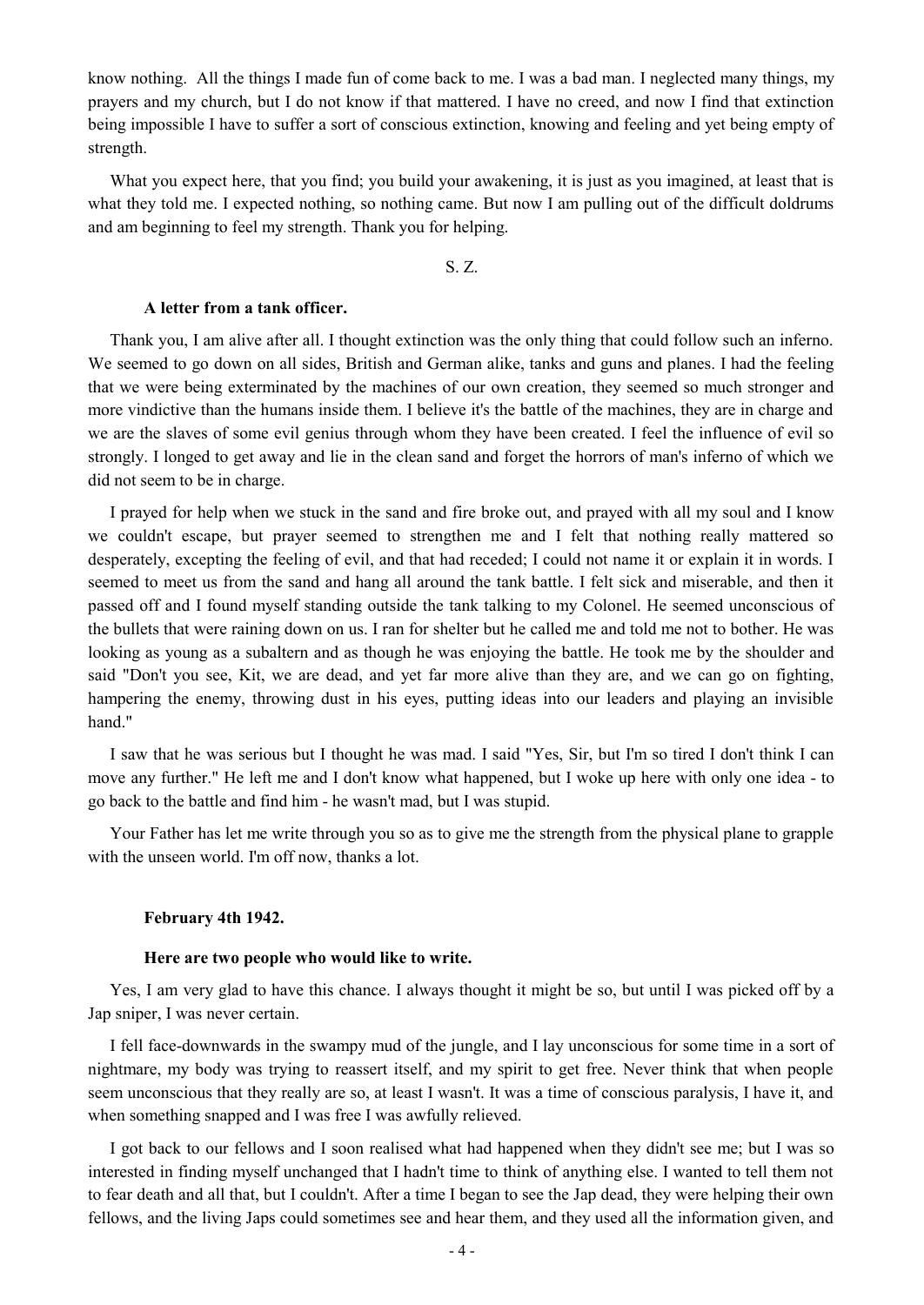know nothing. All the things I made fun of come back to me. I was a bad man. I neglected many things, my prayers and my church, but I do not know if that mattered. I have no creed, and now I find that extinction being impossible I have to suffer a sort of conscious extinction, knowing and feeling and yet being empty of strength.

What you expect here, that you find; you build your awakening, it is just as you imagined, at least that is what they told me. I expected nothing, so nothing came. But now I am pulling out of the difficult doldrums and am beginning to feel my strength. Thank you for helping.

S. Z.

**A letter from a tank officer.**

Thank you, I am alive after all. I thought extinction was the only thing that could follow such an inferno. We seemed to go down on all sides, British and German alike, tanks and guns and planes. I had the feeling that we were being exterminated by the machines of our own creation, they seemed so much stronger and more vindictive than the humans inside them. I believe it's the battle of the machines, they are in charge and we are the slaves of some evil genius through whom they have been created. I feel the influence of evil so strongly. I longed to get away and lie in the clean sand and forget the horrors of man's inferno of which we did not seem to be in charge.

I prayed for help when we stuck in the sand and fire broke out, and prayed with all my soul and I know we couldn't escape, but prayer seemed to strengthen me and I felt that nothing really mattered so desperately, excepting the feeling of evil, and that had receded; I could not name it or explain it in words. I seemed to meet us from the sand and hang all around the tank battle. I felt sick and miserable, and then it passed off and I found myself standing outside the tank talking to my Colonel. He seemed unconscious of the bullets that were raining down on us. I ran for shelter but he called me and told me not to bother. He was looking as young as a subaltern and as though he was enjoying the battle. He took me by the shoulder and said "Don't you see, Kit, we are dead, and yet far more alive than they are, and we can go on fighting, hampering the enemy, throwing dust in his eyes, putting ideas into our leaders and playing an invisible hand."

I saw that he was serious but I thought he was mad. I said "Yes, Sir, but I'm so tired I don't think I can move any further." He left me and I don't know what happened, but I woke up here with only one idea - to go back to the battle and find him - he wasn't mad, but I was stupid.

Your Father has let me write through you so as to give me the strength from the physical plane to grapple with the unseen world. I'm off now, thanks a lot.

**February 4th 1942.**

**Here are two people who would like to write.**

Yes, I am very glad to have this chance. I always thought it might be so, but until I was picked off by a Jap sniper, I was never certain.

I fell face-downwards in the swampy mud of the jungle, and I lay unconscious for some time in a sort of nightmare, my body was trying to reassert itself, and my spirit to get free. Never think that when people seem unconscious that they really are so, at least I wasn't. It was a time of conscious paralysis, I have it, and when something snapped and I was free I was awfully relieved.

I got back to our fellows and I soon realised what had happened when they didn't see me; but I was so interested in finding myself unchanged that I hadn't time to think of anything else. I wanted to tell them not to fear death and all that, but I couldn't. After a time I began to see the Jap dead, they were helping their own fellows, and the living Japs could sometimes see and hear them, and they used all the information given, and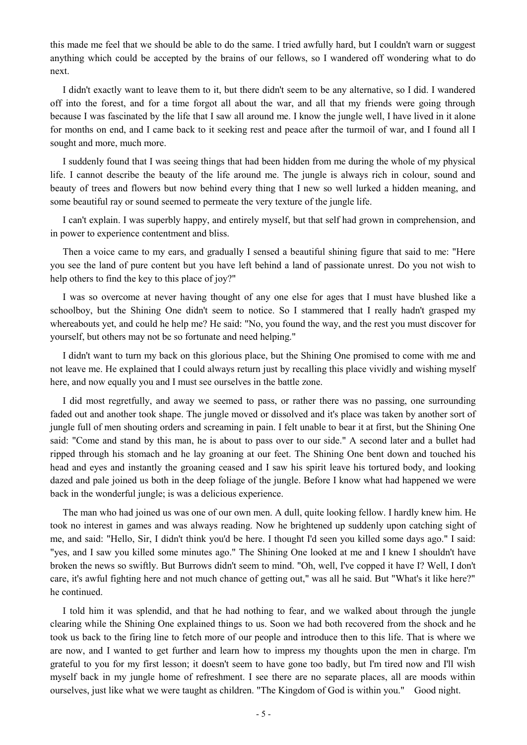this made me feel that we should be able to do the same. I tried awfully hard, but I couldn't warn or suggest anything which could be accepted by the brains of our fellows, so I wandered off wondering what to do next.

I didn't exactly want to leave them to it, but there didn't seem to be any alternative, so I did. I wandered off into the forest, and for a time forgot all about the war, and all that my friends were going through because I was fascinated by the life that I saw all around me. I know the jungle well, I have lived in it alone for months on end, and I came back to it seeking rest and peace after the turmoil of war, and I found all I sought and more, much more.

I suddenly found that I was seeing things that had been hidden from me during the whole of my physical life. I cannot describe the beauty of the life around me. The jungle is always rich in colour, sound and beauty of trees and flowers but now behind every thing that I new so well lurked a hidden meaning, and some beautiful ray or sound seemed to permeate the very texture of the jungle life.

I can't explain. I was superbly happy, and entirely myself, but that self had grown in comprehension, and in power to experience contentment and bliss.

Then a voice came to my ears, and gradually I sensed a beautiful shining figure that said to me: "Here you see the land of pure content but you have left behind a land of passionate unrest. Do you not wish to help others to find the key to this place of joy?"

I was so overcome at never having thought of any one else for ages that I must have blushed like a schoolboy, but the Shining One didn't seem to notice. So I stammered that I really hadn't grasped my whereabouts yet, and could he help me? He said: "No, you found the way, and the rest you must discover for yourself, but others may not be so fortunate and need helping."

I didn't want to turn my back on this glorious place, but the Shining One promised to come with me and not leave me. He explained that I could always return just by recalling this place vividly and wishing myself here, and now equally you and I must see ourselves in the battle zone.

I did most regretfully, and away we seemed to pass, or rather there was no passing, one surrounding faded out and another took shape. The jungle moved or dissolved and it's place was taken by another sort of jungle full of men shouting orders and screaming in pain. I felt unable to bear it at first, but the Shining One said: "Come and stand by this man, he is about to pass over to our side." A second later and a bullet had ripped through his stomach and he lay groaning at our feet. The Shining One bent down and touched his head and eyes and instantly the groaning ceased and I saw his spirit leave his tortured body, and looking dazed and pale joined us both in the deep foliage of the jungle. Before I know what had happened we were back in the wonderful jungle; is was a delicious experience.

The man who had joined us was one of our own men. A dull, quite looking fellow. I hardly knew him. He took no interest in games and was always reading. Now he brightened up suddenly upon catching sight of me, and said: "Hello, Sir, I didn't think you'd be here. I thought I'd seen you killed some days ago." I said: "yes, and I saw you killed some minutes ago." The Shining One looked at me and I knew I shouldn't have broken the news so swiftly. But Burrows didn't seem to mind. "Oh, well, I've copped it have I? Well, I don't care, it's awful fighting here and not much chance of getting out," was all he said. But "What's it like here?" he continued.

I told him it was splendid, and that he had nothing to fear, and we walked about through the jungle clearing while the Shining One explained things to us. Soon we had both recovered from the shock and he took us back to the firing line to fetch more of our people and introduce then to this life. That is where we are now, and I wanted to get further and learn how to impress my thoughts upon the men in charge. I'm grateful to you for my first lesson; it doesn't seem to have gone too badly, but I'm tired now and I'll wish myself back in my jungle home of refreshment. I see there are no separate places, all are moods within ourselves, just like what we were taught as children. "The Kingdom of God is within you." Good night.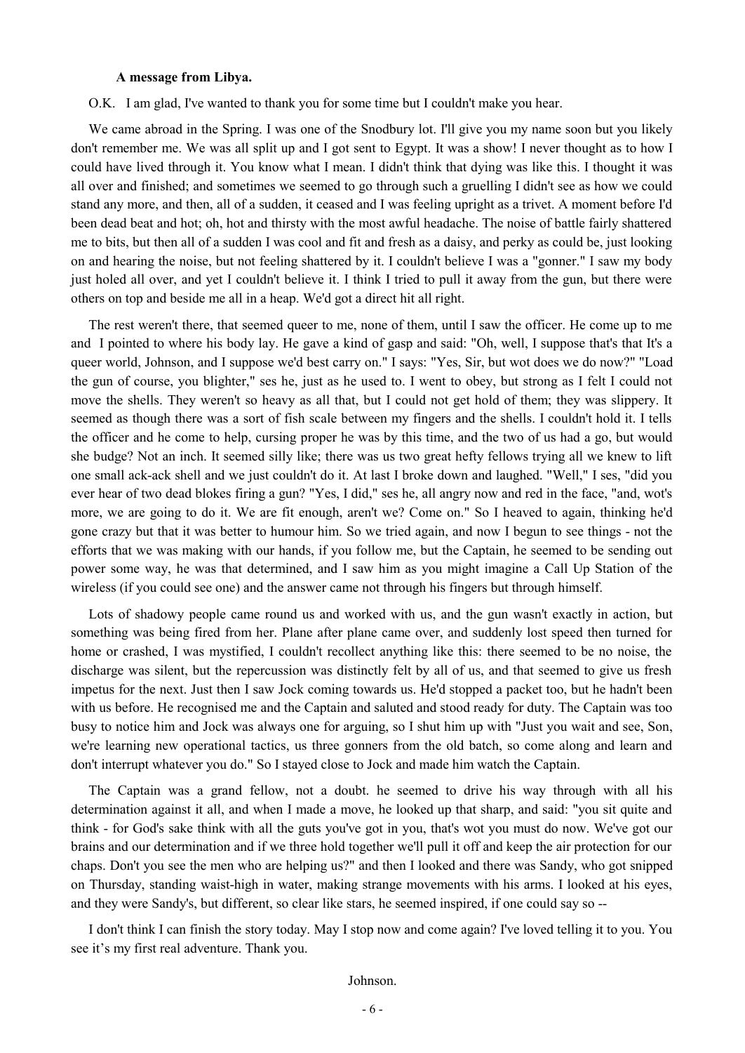**A message from Libya.**

O.K. I am glad, I've wanted to thank you for some time but I couldn't make you hear.

We came abroad in the Spring. I was one of the Snodbury lot. I'll give you my name soon but you likely don't remember me. We was all split up and I got sent to Egypt. It was a show! I never thought as to how I could have lived through it. You know what I mean. I didn't think that dying was like this. I thought it was all over and finished; and sometimes we seemed to go through such a gruelling I didn't see as how we could stand any more, and then, all of a sudden, it ceased and I was feeling upright as a trivet. A moment before I'd been dead beat and hot; oh, hot and thirsty with the most awful headache. The noise of battle fairly shattered me to bits, but then all of a sudden I was cool and fit and fresh as a daisy, and perky as could be, just looking on and hearing the noise, but not feeling shattered by it. I couldn't believe I was a "gonner." I saw my body just holed all over, and yet I couldn't believe it. I think I tried to pull it away from the gun, but there were others on top and beside me all in a heap. We'd got a direct hit all right.

The rest weren't there, that seemed queer to me, none of them, until I saw the officer. He come up to me and I pointed to where his body lay. He gave a kind of gasp and said: "Oh, well, I suppose that's that It's a queer world, Johnson, and I suppose we'd best carry on." I says: "Yes, Sir, but wot does we do now?" "Load the gun of course, you blighter," ses he, just as he used to. I went to obey, but strong as I felt I could not move the shells. They weren't so heavy as all that, but I could not get hold of them; they was slippery. It seemed as though there was a sort of fish scale between my fingers and the shells. I couldn't hold it. I tells the officer and he come to help, cursing proper he was by this time, and the two of us had a go, but would she budge? Not an inch. It seemed silly like; there was us two great hefty fellows trying all we knew to lift one small ack-ack shell and we just couldn't do it. At last I broke down and laughed. "Well," I ses, "did you ever hear of two dead blokes firing a gun? "Yes, I did," ses he, all angry now and red in the face, "and, wot's more, we are going to do it. We are fit enough, aren't we? Come on." So I heaved to again, thinking he'd gone crazy but that it was better to humour him. So we tried again, and now I begun to see things - not the efforts that we was making with our hands, if you follow me, but the Captain, he seemed to be sending out power some way, he was that determined, and I saw him as you might imagine a Call Up Station of the wireless (if you could see one) and the answer came not through his fingers but through himself.

Lots of shadowy people came round us and worked with us, and the gun wasn't exactly in action, but something was being fired from her. Plane after plane came over, and suddenly lost speed then turned for home or crashed, I was mystified, I couldn't recollect anything like this: there seemed to be no noise, the discharge was silent, but the repercussion was distinctly felt by all of us, and that seemed to give us fresh impetus for the next. Just then I saw Jock coming towards us. He'd stopped a packet too, but he hadn't been with us before. He recognised me and the Captain and saluted and stood ready for duty. The Captain was too busy to notice him and Jock was always one for arguing, so I shut him up with "Just you wait and see, Son, we're learning new operational tactics, us three gonners from the old batch, so come along and learn and don't interrupt whatever you do." So I stayed close to Jock and made him watch the Captain.

The Captain was a grand fellow, not a doubt. he seemed to drive his way through with all his determination against it all, and when I made a move, he looked up that sharp, and said: "you sit quite and think - for God's sake think with all the guts you've got in you, that's wot you must do now. We've got our brains and our determination and if we three hold together we'll pull it off and keep the air protection for our chaps. Don't you see the men who are helping us?" and then I looked and there was Sandy, who got snipped on Thursday, standing waist-high in water, making strange movements with his arms. I looked at his eyes, and they were Sandy's, but different, so clear like stars, he seemed inspired, if one could say so --

I don't think I can finish the story today. May I stop now and come again? I've loved telling it to you. You see it's my first real adventure. Thank you.

Johnson.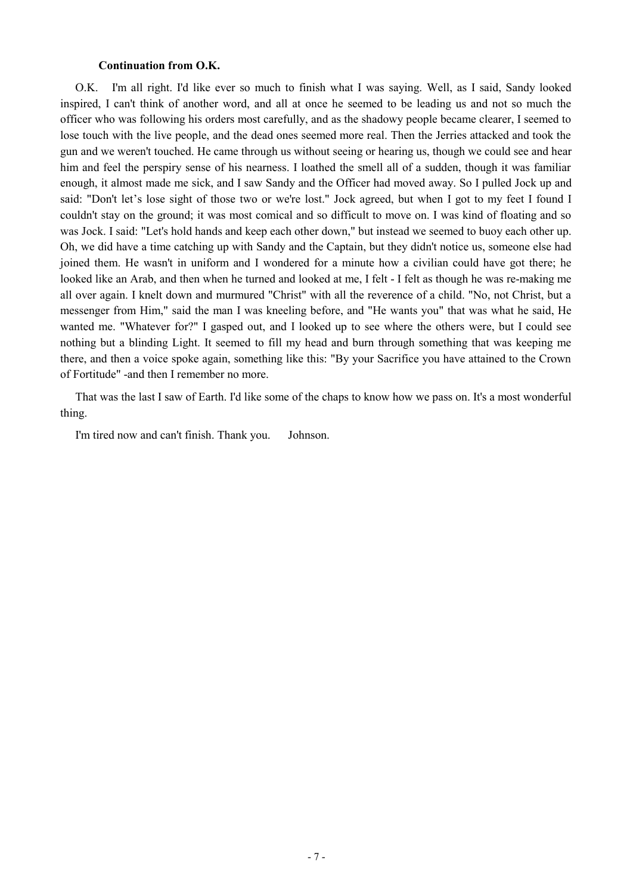**Continuation from O.K.**

O.K. I'm all right. I'd like ever so much to finish what I was saying. Well, as I said, Sandy looked inspired, I can't think of another word, and all at once he seemed to be leading us and not so much the officer who was following his orders most carefully, and as the shadowy people became clearer, I seemed to lose touch with the live people, and the dead ones seemed more real. Then the Jerries attacked and took the gun and we weren't touched. He came through us without seeing or hearing us, though we could see and hear him and feel the perspiry sense of his nearness. I loathed the smell all of a sudden, though it was familiar enough, it almost made me sick, and I saw Sandy and the Officer had moved away. So I pulled Jock up and said: "Don't let's lose sight of those two or we're lost." Jock agreed, but when I got to my feet I found I couldn't stay on the ground; it was most comical and so difficult to move on. I was kind of floating and so was Jock. I said: "Let's hold hands and keep each other down," but instead we seemed to buoy each other up. Oh, we did have a time catching up with Sandy and the Captain, but they didn't notice us, someone else had joined them. He wasn't in uniform and I wondered for a minute how a civilian could have got there; he looked like an Arab, and then when he turned and looked at me, I felt - I felt as though he was re-making me all over again. I knelt down and murmured "Christ" with all the reverence of a child. "No, not Christ, but a messenger from Him," said the man I was kneeling before, and "He wants you" that was what he said, He wanted me. "Whatever for?" I gasped out, and I looked up to see where the others were, but I could see nothing but a blinding Light. It seemed to fill my head and burn through something that was keeping me there, and then a voice spoke again, something like this: "By your Sacrifice you have attained to the Crown of Fortitude" -and then I remember no more.

That was the last I saw of Earth. I'd like some of the chaps to know how we pass on. It's a most wonderful thing.

I'm tired now and can't finish. Thank you. Johnson.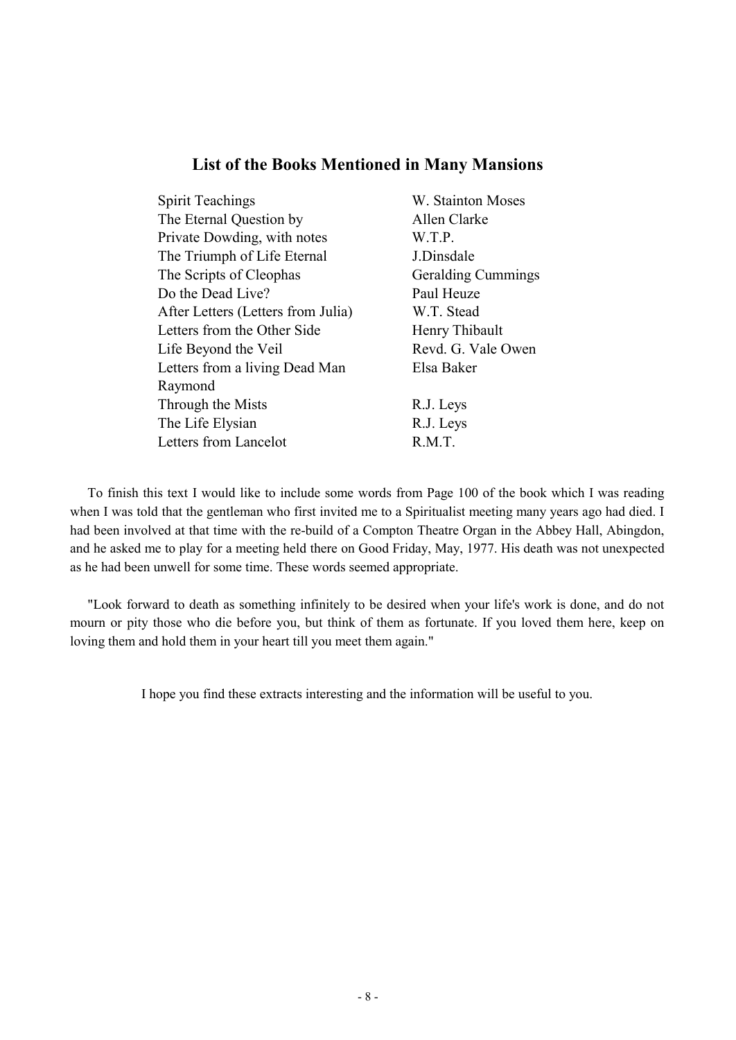## List of the Books Mentioned in Many Mansions

| | |
|---|---|
| Spirit Teachings | W. Stainton Moses |
| The Eternal Question by | Allen Clarke |
| Private Dowding, with notes | W.T.P. |
| The Triumph of Life Eternal | J.Dinsdale |
| The Scripts of Cleophas | Geralding Cummings |
| Do the Dead Live? | Paul Heuze |
| After Letters (Letters from Julia) | W.T. Stead |
| Letters from the Other Side | Henry Thibault |
| Life Beyond the Veil | Revd. G. Vale Owen |
| Letters from a living Dead Man | Elsa Baker |
| Raymond | |
| Through the Mists | R.J. Leys |
| The Life Elysian | R.J. Leys |
| Letters from Lancelot | R.M.T. |

To finish this text I would like to include some words from Page 100 of the book which I was reading when I was told that the gentleman who first invited me to a Spiritualist meeting many years ago had died. I had been involved at that time with the re-build of a Compton Theatre Organ in the Abbey Hall, Abingdon, and he asked me to play for a meeting held there on Good Friday, May, 1977. His death was not unexpected as he had been unwell for some time. These words seemed appropriate.

"Look forward to death as something infinitely to be desired when your life's work is done, and do not mourn or pity those who die before you, but think of them as fortunate. If you loved them here, keep on loving them and hold them in your heart till you meet them again."

I hope you find these extracts interesting and the information will be useful to you.